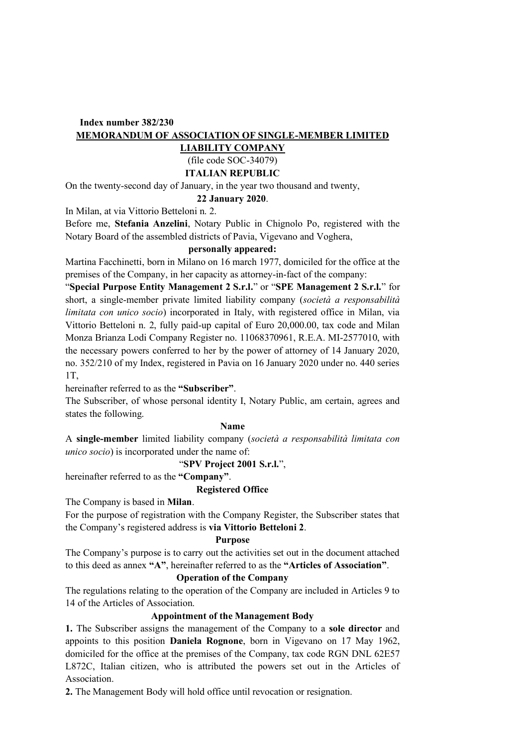**Index number 382/230**

**MEMORANDUM OF ASSOCIATION OF SINGLE-MEMBER LIMITED LIABILITY COMPANY**

(file code SOC-34079)

**ITALIAN REPUBLIC**

On the twenty-second day of January, in the year two thousand and twenty,

**22 January 2020**.

In Milan, at via Vittorio Betteloni n. 2.

Before me, **Stefania Anzelini**, Notary Public in Chignolo Po, registered with the Notary Board of the assembled districts of Pavia, Vigevano and Voghera,

**personally appeared:**

Martina Facchinetti, born in Milano on 16 march 1977, domiciled for the office at the premises of the Company, in her capacity as attorney-in-fact of the company:

"**Special Purpose Entity Management 2 S.r.l.**" or "**SPE Management 2 S.r.l.**" for short, a single-member private limited liability company (*società a responsabilità limitata con unico socio*) incorporated in Italy, with registered office in Milan, via Vittorio Betteloni n. 2, fully paid-up capital of Euro 20,000.00, tax code and Milan Monza Brianza Lodi Company Register no. 11068370961, R.E.A. MI-2577010, with the necessary powers conferred to her by the power of attorney of 14 January 2020, no. 352/210 of my Index, registered in Pavia on 16 January 2020 under no. 440 series 1T,

hereinafter referred to as the **"Subscriber"**.

The Subscriber, of whose personal identity I, Notary Public, am certain, agrees and states the following.

**Name**

A **single-member** limited liability company (*società a responsabilità limitata con unico socio*) is incorporated under the name of:

"**SPV Project 2001 S.r.l.**",

hereinafter referred to as the **"Company"**.

**Registered Office**

The Company is based in **Milan**.

For the purpose of registration with the Company Register, the Subscriber states that the Company's registered address is **via Vittorio Betteloni 2**.

**Purpose**

The Company's purpose is to carry out the activities set out in the document attached to this deed as annex **"A"**, hereinafter referred to as the **"Articles of Association"**.

**Operation of the Company**

The regulations relating to the operation of the Company are included in Articles 9 to 14 of the Articles of Association.

**Appointment of the Management Body**

**1.** The Subscriber assigns the management of the Company to a **sole director** and appoints to this position **Daniela Rognone**, born in Vigevano on 17 May 1962, domiciled for the office at the premises of the Company, tax code RGN DNL 62E57 L872C, Italian citizen, who is attributed the powers set out in the Articles of Association.

**2.** The Management Body will hold office until revocation or resignation.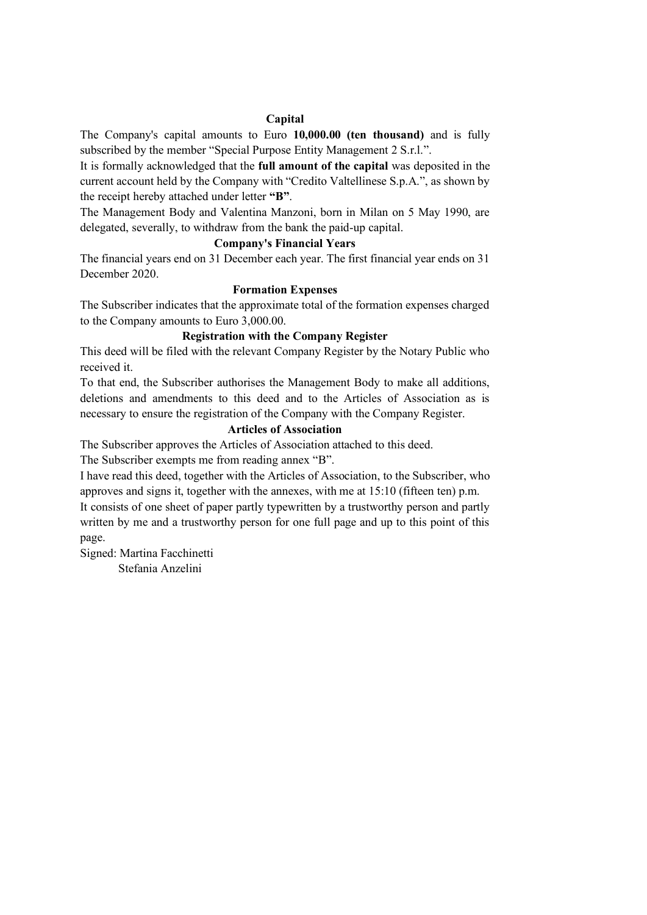## Capital

The Company's capital amounts to Euro **10,000.00 (ten thousand)** and is fully subscribed by the member "Special Purpose Entity Management 2 S.r.l.".

It is formally acknowledged that the **full amount of the capital** was deposited in the current account held by the Company with "Credito Valtellinese S.p.A.", as shown by the receipt hereby attached under letter **"B"**.

The Management Body and Valentina Manzoni, born in Milan on 5 May 1990, are delegated, severally, to withdraw from the bank the paid-up capital.

## Company's Financial Years

The financial years end on 31 December each year. The first financial year ends on 31 December 2020.

## Formation Expenses

The Subscriber indicates that the approximate total of the formation expenses charged to the Company amounts to Euro 3,000.00.

## Registration with the Company Register

This deed will be filed with the relevant Company Register by the Notary Public who received it.

To that end, the Subscriber authorises the Management Body to make all additions, deletions and amendments to this deed and to the Articles of Association as is necessary to ensure the registration of the Company with the Company Register.

## Articles of Association

The Subscriber approves the Articles of Association attached to this deed.

The Subscriber exempts me from reading annex "B".

I have read this deed, together with the Articles of Association, to the Subscriber, who approves and signs it, together with the annexes, with me at 15:10 (fifteen ten) p.m.

It consists of one sheet of paper partly typewritten by a trustworthy person and partly written by me and a trustworthy person for one full page and up to this point of this page.

Signed: Martina Facchinetti
Stefania Anzelini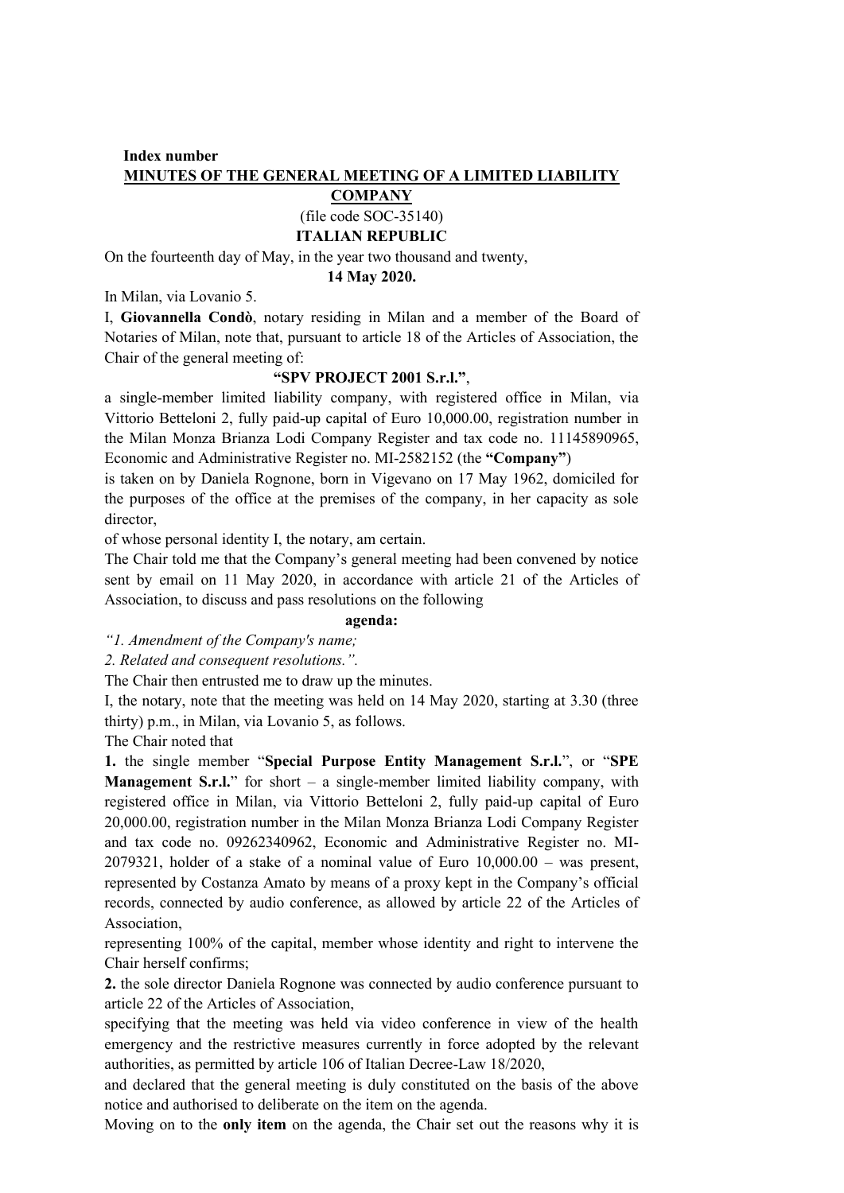**Index number**

**MINUTES OF THE GENERAL MEETING OF A LIMITED LIABILITY COMPANY**

(file code SOC-35140)

**ITALIAN REPUBLIC**

On the fourteenth day of May, in the year two thousand and twenty,

**14 May 2020.**

In Milan, via Lovanio 5.

I, **Giovannella Condò**, notary residing in Milan and a member of the Board of Notaries of Milan, note that, pursuant to article 18 of the Articles of Association, the Chair of the general meeting of:

**"SPV PROJECT 2001 S.r.l."**,

a single-member limited liability company, with registered office in Milan, via Vittorio Betteloni 2, fully paid-up capital of Euro 10,000.00, registration number in the Milan Monza Brianza Lodi Company Register and tax code no. 11145890965, Economic and Administrative Register no. MI-2582152 (the **"Company"**)

is taken on by Daniela Rognone, born in Vigevano on 17 May 1962, domiciled for the purposes of the office at the premises of the company, in her capacity as sole director,

of whose personal identity I, the notary, am certain.

The Chair told me that the Company's general meeting had been convened by notice sent by email on 11 May 2020, in accordance with article 21 of the Articles of Association, to discuss and pass resolutions on the following

**agenda:**

*"1. Amendment of the Company's name;*

*2. Related and consequent resolutions.".*

The Chair then entrusted me to draw up the minutes.

I, the notary, note that the meeting was held on 14 May 2020, starting at 3.30 (three thirty) p.m., in Milan, via Lovanio 5, as follows.

The Chair noted that

**1.** the single member "**Special Purpose Entity Management S.r.l.**", or "**SPE Management S.r.l.**" for short – a single-member limited liability company, with registered office in Milan, via Vittorio Betteloni 2, fully paid-up capital of Euro 20,000.00, registration number in the Milan Monza Brianza Lodi Company Register and tax code no. 09262340962, Economic and Administrative Register no. MI-2079321, holder of a stake of a nominal value of Euro 10,000.00 – was present, represented by Costanza Amato by means of a proxy kept in the Company's official records, connected by audio conference, as allowed by article 22 of the Articles of Association,

representing 100% of the capital, member whose identity and right to intervene the Chair herself confirms;

**2.** the sole director Daniela Rognone was connected by audio conference pursuant to article 22 of the Articles of Association,

specifying that the meeting was held via video conference in view of the health emergency and the restrictive measures currently in force adopted by the relevant authorities, as permitted by article 106 of Italian Decree-Law 18/2020,

and declared that the general meeting is duly constituted on the basis of the above notice and authorised to deliberate on the item on the agenda.

Moving on to the **only item** on the agenda, the Chair set out the reasons why it is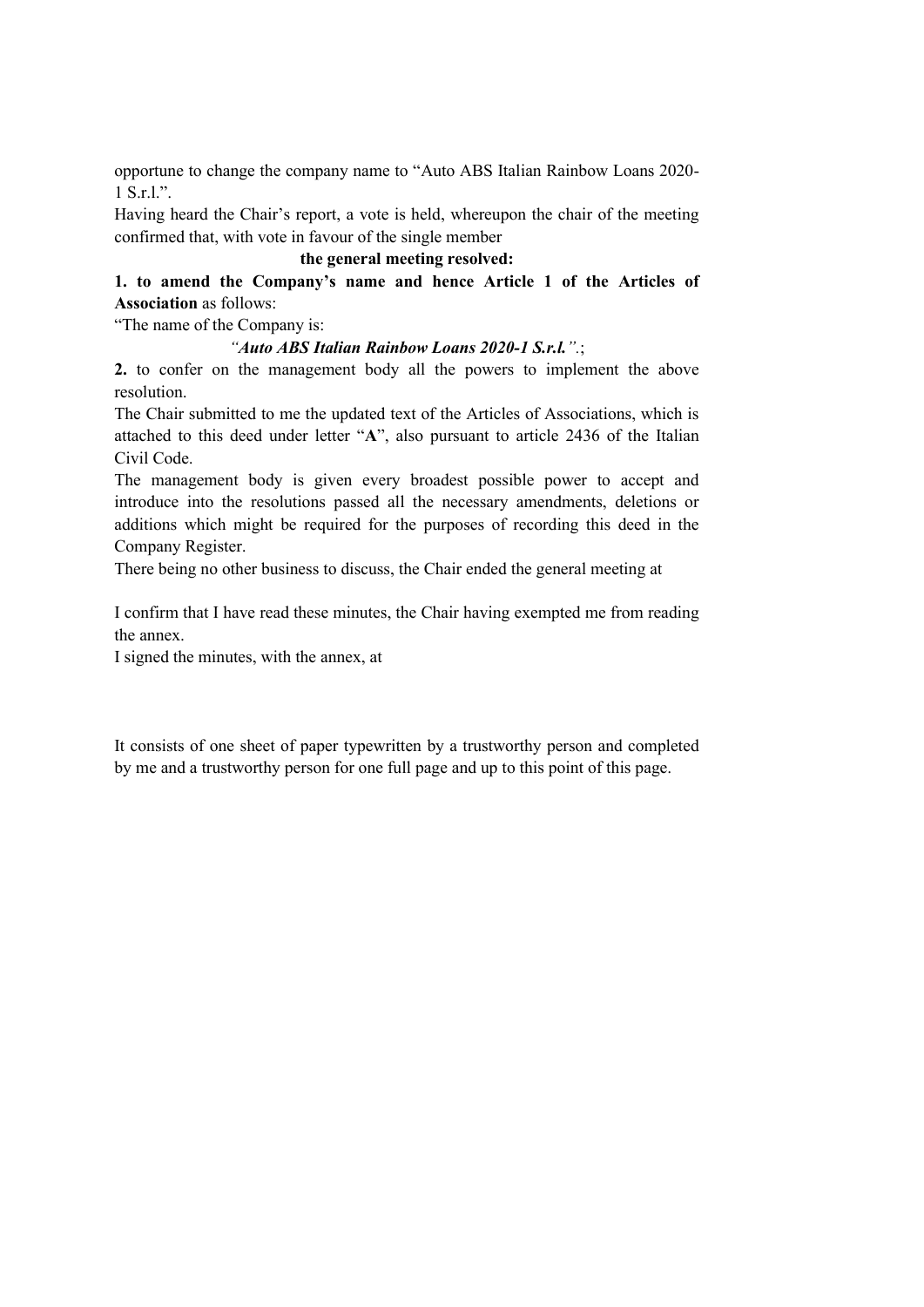opportune to change the company name to "Auto ABS Italian Rainbow Loans 2020-1 S.r.l.".

Having heard the Chair's report, a vote is held, whereupon the chair of the meeting confirmed that, with vote in favour of the single member

**the general meeting resolved:**

**1. to amend the Company's name and hence Article 1 of the Articles of Association** as follows:

"The name of the Company is:

*"**Auto ABS Italian Rainbow Loans 2020-1 S.r.l.**"*.;

**2.** to confer on the management body all the powers to implement the above resolution.

The Chair submitted to me the updated text of the Articles of Associations, which is attached to this deed under letter "**A**", also pursuant to article 2436 of the Italian Civil Code.

The management body is given every broadest possible power to accept and introduce into the resolutions passed all the necessary amendments, deletions or additions which might be required for the purposes of recording this deed in the Company Register.

There being no other business to discuss, the Chair ended the general meeting at

I confirm that I have read these minutes, the Chair having exempted me from reading the annex.

I signed the minutes, with the annex, at

It consists of one sheet of paper typewritten by a trustworthy person and completed by me and a trustworthy person for one full page and up to this point of this page.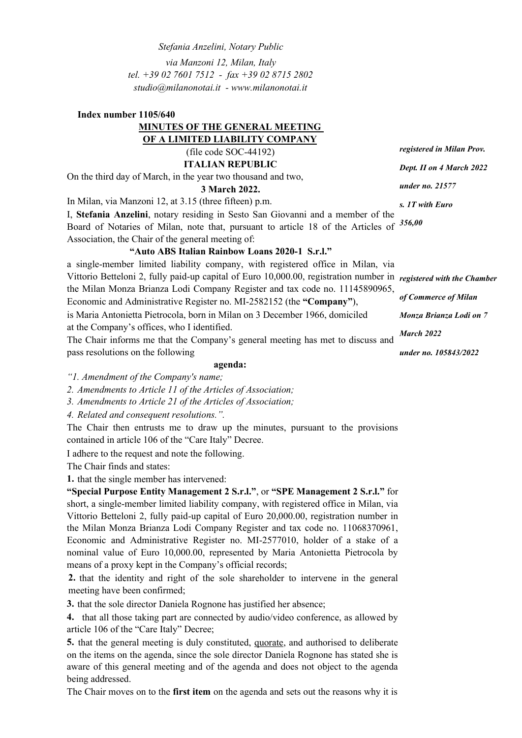*Stefania Anzelini, Notary Public*

*via Manzoni 12, Milan, Italy*

*tel. +39 02 7601 7512 - fax +39 02 8715 2802*

*studio@milanonotai.it - www.milanonotai.it*

**Index number 1105/640**

**MINUTES OF THE GENERAL MEETING OF A LIMITED LIABILITY COMPANY**

(file code SOC-44192)

**ITALIAN REPUBLIC**

*registered in Milan Prov. Dept. II on 4 March 2022 under no. 21577 s. 1T with Euro 356,00*

On the third day of March, in the year two thousand and two,

**3 March 2022.**

In Milan, via Manzoni 12, at 3.15 (three fifteen) p.m.

I, **Stefania Anzelini**, notary residing in Sesto San Giovanni and a member of the Board of Notaries of Milan, note that, pursuant to article 18 of the Articles of Association, the Chair of the general meeting of:

**"Auto ABS Italian Rainbow Loans 2020-1 S.r.l."**

a single-member limited liability company, with registered office in Milan, via Vittorio Betteloni 2, fully paid-up capital of Euro 10,000.00, registration number in the Milan Monza Brianza Lodi Company Register and tax code no. 11145890965, Economic and Administrative Register no. MI-2582152 (the **"Company"**), is Maria Antonietta Pietrocola, born in Milan on 3 December 1966, domiciled at the Company's offices, who I identified.

*registered with the Chamber of Commerce of Milan Monza Brianza Lodi on 7 March 2022 under no. 105843/2022*

The Chair informs me that the Company's general meeting has met to discuss and pass resolutions on the following

**agenda:**

*"1. Amendment of the Company's name;*

*2. Amendments to Article 11 of the Articles of Association;*

*3. Amendments to Article 21 of the Articles of Association;*

*4. Related and consequent resolutions.".*

The Chair then entrusts me to draw up the minutes, pursuant to the provisions contained in article 106 of the "Care Italy" Decree.

I adhere to the request and note the following.

The Chair finds and states:

**1.** that the single member has intervened:

**"Special Purpose Entity Management 2 S.r.l."**, or **"SPE Management 2 S.r.l."** for short, a single-member limited liability company, with registered office in Milan, via Vittorio Betteloni 2, fully paid-up capital of Euro 20,000.00, registration number in the Milan Monza Brianza Lodi Company Register and tax code no. 11068370961, Economic and Administrative Register no. MI-2577010, holder of a stake of a nominal value of Euro 10,000.00, represented by Maria Antonietta Pietrocola by means of a proxy kept in the Company's official records;

**2.** that the identity and right of the sole shareholder to intervene in the general meeting have been confirmed;

**3.** that the sole director Daniela Rognone has justified her absence;

**4.** that all those taking part are connected by audio/video conference, as allowed by article 106 of the "Care Italy" Decree;

**5.** that the general meeting is duly constituted, quorate, and authorised to deliberate on the items on the agenda, since the sole director Daniela Rognone has stated she is aware of this general meeting and of the agenda and does not object to the agenda being addressed.

The Chair moves on to the **first item** on the agenda and sets out the reasons why it is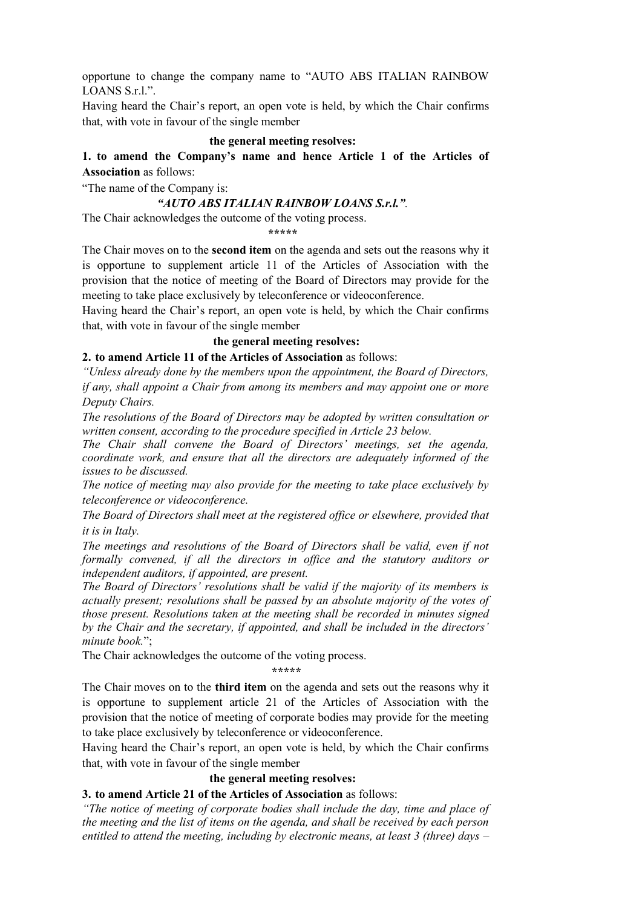opportune to change the company name to "AUTO ABS ITALIAN RAINBOW LOANS S.r.l.".

Having heard the Chair's report, an open vote is held, by which the Chair confirms that, with vote in favour of the single member

**the general meeting resolves:**

**1. to amend the Company's name and hence Article 1 of the Articles of Association** as follows:

"The name of the Company is:

***"AUTO ABS ITALIAN RAINBOW LOANS S.r.l."***.

The Chair acknowledges the outcome of the voting process.

*****

The Chair moves on to the **second item** on the agenda and sets out the reasons why it is opportune to supplement article 11 of the Articles of Association with the provision that the notice of meeting of the Board of Directors may provide for the meeting to take place exclusively by teleconference or videoconference.

Having heard the Chair's report, an open vote is held, by which the Chair confirms that, with vote in favour of the single member

**the general meeting resolves:**

**2. to amend Article 11 of the Articles of Association** as follows:

*"Unless already done by the members upon the appointment, the Board of Directors, if any, shall appoint a Chair from among its members and may appoint one or more Deputy Chairs.*

*The resolutions of the Board of Directors may be adopted by written consultation or written consent, according to the procedure specified in Article 23 below.*

*The Chair shall convene the Board of Directors' meetings, set the agenda, coordinate work, and ensure that all the directors are adequately informed of the issues to be discussed.*

*The notice of meeting may also provide for the meeting to take place exclusively by teleconference or videoconference.*

*The Board of Directors shall meet at the registered office or elsewhere, provided that it is in Italy.*

*The meetings and resolutions of the Board of Directors shall be valid, even if not formally convened, if all the directors in office and the statutory auditors or independent auditors, if appointed, are present.*

*The Board of Directors' resolutions shall be valid if the majority of its members is actually present; resolutions shall be passed by an absolute majority of the votes of those present. Resolutions taken at the meeting shall be recorded in minutes signed by the Chair and the secretary, if appointed, and shall be included in the directors' minute book.*";

The Chair acknowledges the outcome of the voting process.

*****

The Chair moves on to the **third item** on the agenda and sets out the reasons why it is opportune to supplement article 21 of the Articles of Association with the provision that the notice of meeting of corporate bodies may provide for the meeting to take place exclusively by teleconference or videoconference.

Having heard the Chair's report, an open vote is held, by which the Chair confirms that, with vote in favour of the single member

**the general meeting resolves:**

**3. to amend Article 21 of the Articles of Association** as follows:

*"The notice of meeting of corporate bodies shall include the day, time and place of the meeting and the list of items on the agenda, and shall be received by each person entitled to attend the meeting, including by electronic means, at least 3 (three) days –*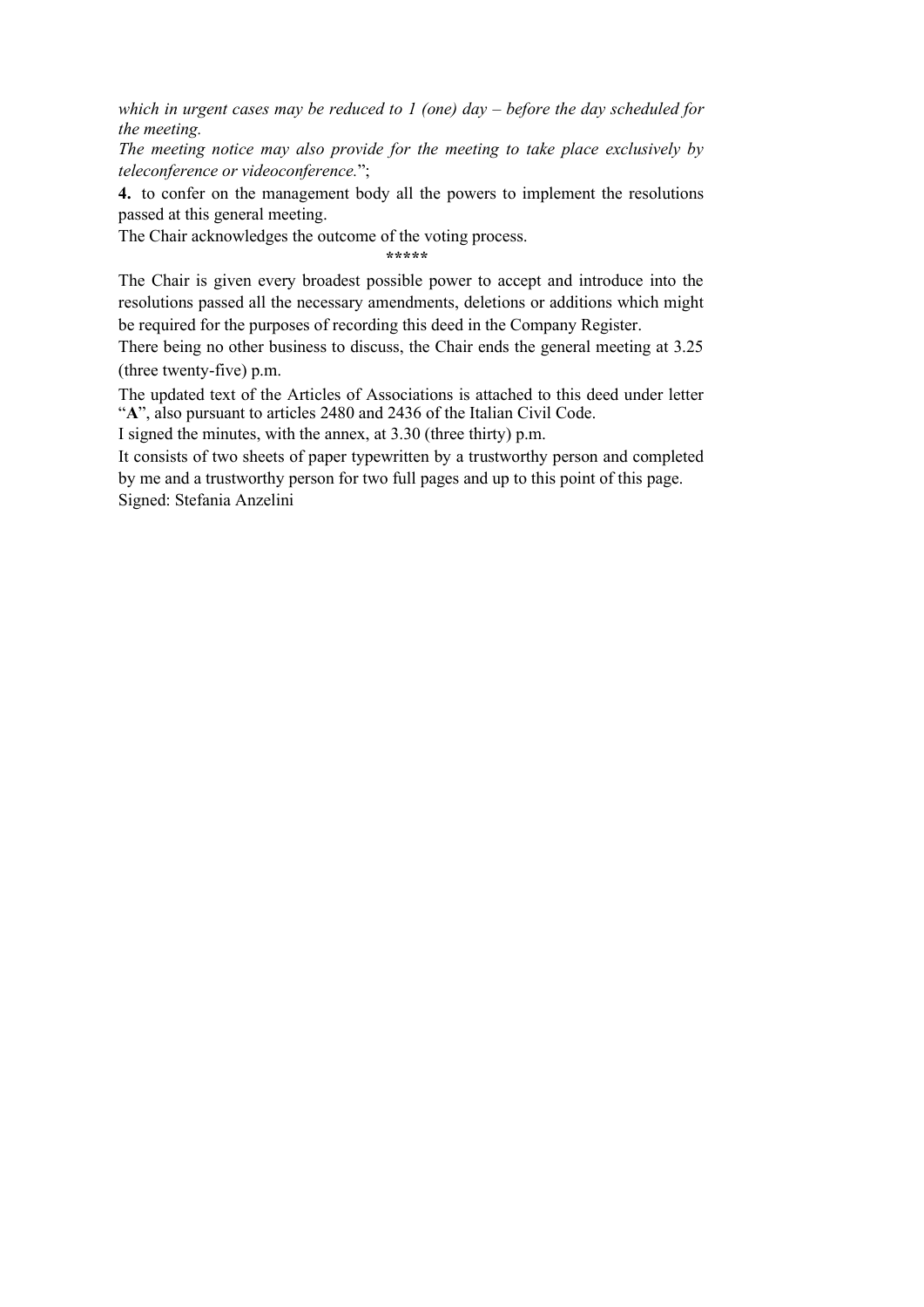*which in urgent cases may be reduced to 1 (one) day – before the day scheduled for the meeting.*

*The meeting notice may also provide for the meeting to take place exclusively by teleconference or videoconference.*";

**4.** to confer on the management body all the powers to implement the resolutions passed at this general meeting.

The Chair acknowledges the outcome of the voting process.

\*\*\*\*\*

The Chair is given every broadest possible power to accept and introduce into the resolutions passed all the necessary amendments, deletions or additions which might be required for the purposes of recording this deed in the Company Register.

There being no other business to discuss, the Chair ends the general meeting at 3.25 (three twenty-five) p.m.

The updated text of the Articles of Associations is attached to this deed under letter "**A**", also pursuant to articles 2480 and 2436 of the Italian Civil Code.

I signed the minutes, with the annex, at 3.30 (three thirty) p.m.

It consists of two sheets of paper typewritten by a trustworthy person and completed by me and a trustworthy person for two full pages and up to this point of this page.

Signed: Stefania Anzelini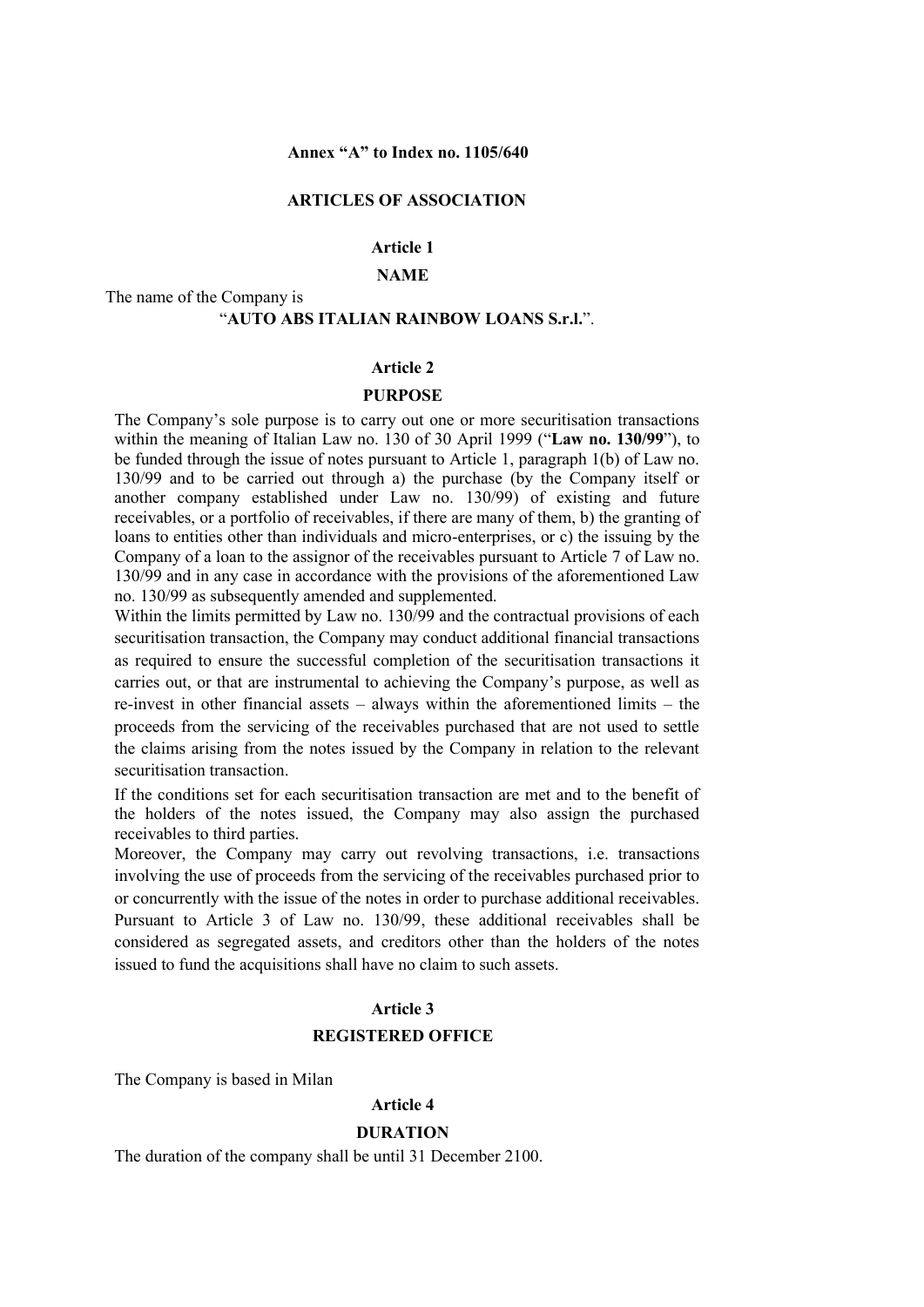**Annex "A" to Index no. 1105/640**

# ARTICLES OF ASSOCIATION

## Article 1

## NAME

The name of the Company is

"**AUTO ABS ITALIAN RAINBOW LOANS S.r.l.**".

## Article 2

## PURPOSE

The Company's sole purpose is to carry out one or more securitisation transactions within the meaning of Italian Law no. 130 of 30 April 1999 ("**Law no. 130/99**"), to be funded through the issue of notes pursuant to Article 1, paragraph 1(b) of Law no. 130/99 and to be carried out through a) the purchase (by the Company itself or another company established under Law no. 130/99) of existing and future receivables, or a portfolio of receivables, if there are many of them, b) the granting of loans to entities other than individuals and micro-enterprises, or c) the issuing by the Company of a loan to the assignor of the receivables pursuant to Article 7 of Law no. 130/99 and in any case in accordance with the provisions of the aforementioned Law no. 130/99 as subsequently amended and supplemented.

Within the limits permitted by Law no. 130/99 and the contractual provisions of each securitisation transaction, the Company may conduct additional financial transactions as required to ensure the successful completion of the securitisation transactions it carries out, or that are instrumental to achieving the Company's purpose, as well as re-invest in other financial assets – always within the aforementioned limits – the proceeds from the servicing of the receivables purchased that are not used to settle the claims arising from the notes issued by the Company in relation to the relevant securitisation transaction.

If the conditions set for each securitisation transaction are met and to the benefit of the holders of the notes issued, the Company may also assign the purchased receivables to third parties.

Moreover, the Company may carry out revolving transactions, i.e. transactions involving the use of proceeds from the servicing of the receivables purchased prior to or concurrently with the issue of the notes in order to purchase additional receivables. Pursuant to Article 3 of Law no. 130/99, these additional receivables shall be considered as segregated assets, and creditors other than the holders of the notes issued to fund the acquisitions shall have no claim to such assets.

## Article 3

## REGISTERED OFFICE

The Company is based in Milan

## Article 4

## DURATION

The duration of the company shall be until 31 December 2100.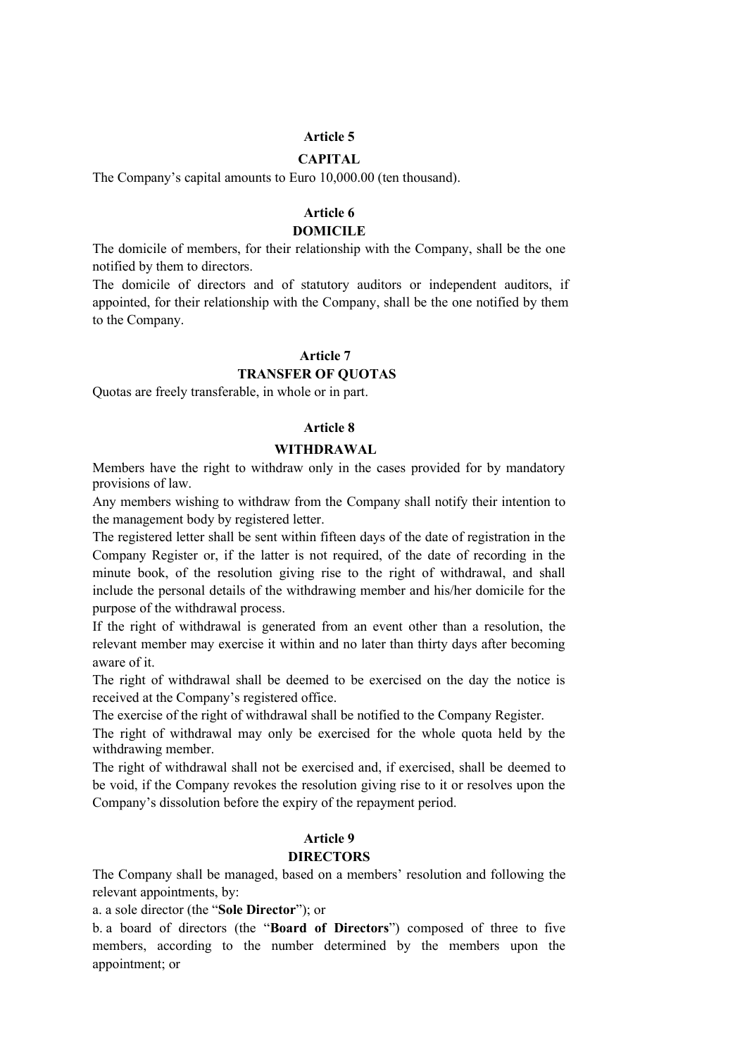## Article 5

## CAPITAL

The Company's capital amounts to Euro 10,000.00 (ten thousand).

## Article 6

## DOMICILE

The domicile of members, for their relationship with the Company, shall be the one notified by them to directors.

The domicile of directors and of statutory auditors or independent auditors, if appointed, for their relationship with the Company, shall be the one notified by them to the Company.

## Article 7

## TRANSFER OF QUOTAS

Quotas are freely transferable, in whole or in part.

## Article 8

## WITHDRAWAL

Members have the right to withdraw only in the cases provided for by mandatory provisions of law.

Any members wishing to withdraw from the Company shall notify their intention to the management body by registered letter.

The registered letter shall be sent within fifteen days of the date of registration in the Company Register or, if the latter is not required, of the date of recording in the minute book, of the resolution giving rise to the right of withdrawal, and shall include the personal details of the withdrawing member and his/her domicile for the purpose of the withdrawal process.

If the right of withdrawal is generated from an event other than a resolution, the relevant member may exercise it within and no later than thirty days after becoming aware of it.

The right of withdrawal shall be deemed to be exercised on the day the notice is received at the Company's registered office.

The exercise of the right of withdrawal shall be notified to the Company Register.

The right of withdrawal may only be exercised for the whole quota held by the withdrawing member.

The right of withdrawal shall not be exercised and, if exercised, shall be deemed to be void, if the Company revokes the resolution giving rise to it or resolves upon the Company's dissolution before the expiry of the repayment period.

## Article 9

## DIRECTORS

The Company shall be managed, based on a members' resolution and following the relevant appointments, by:

a. a sole director (the "**Sole Director**"); or

b. a board of directors (the "**Board of Directors**") composed of three to five members, according to the number determined by the members upon the appointment; or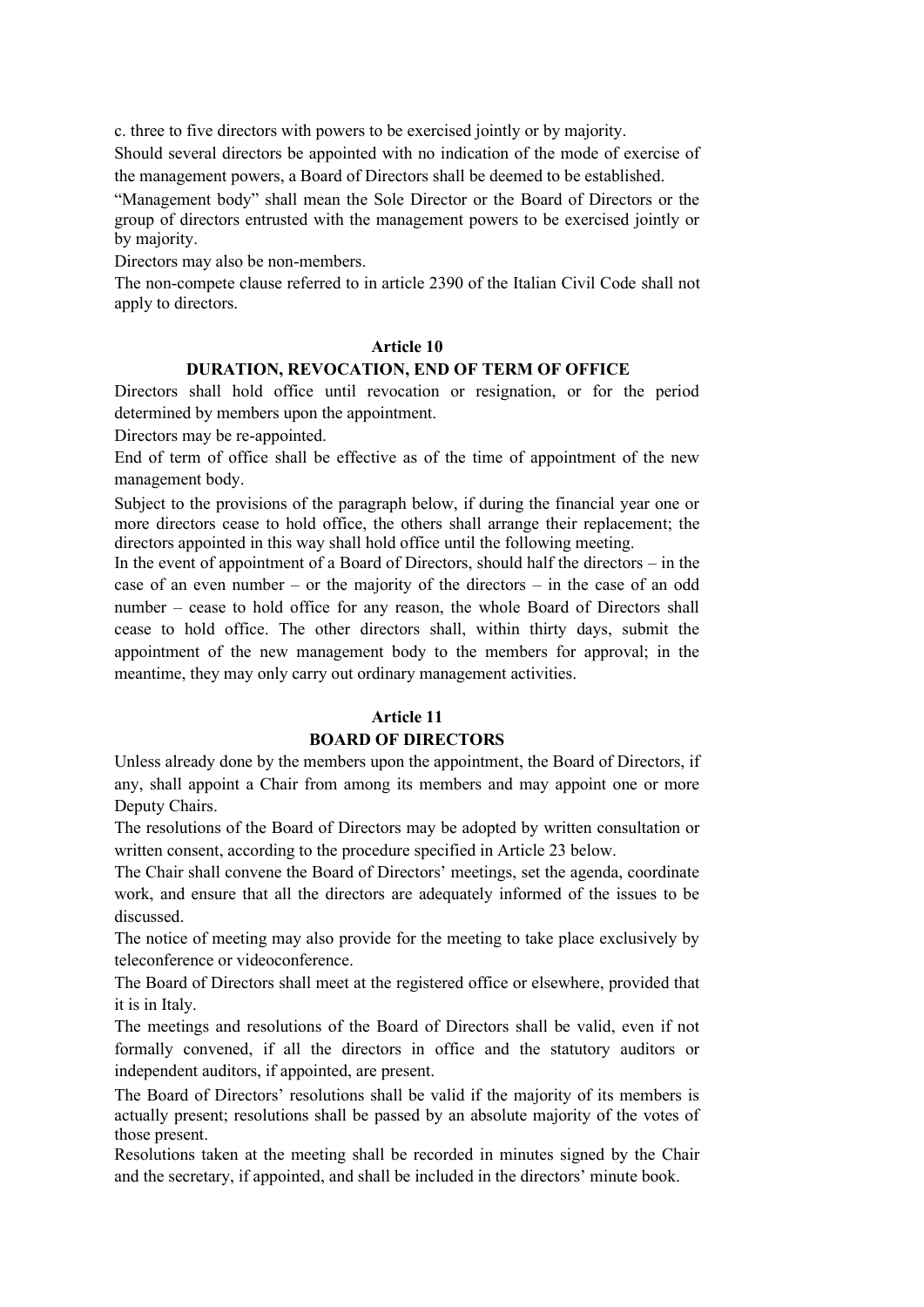c. three to five directors with powers to be exercised jointly or by majority.

Should several directors be appointed with no indication of the mode of exercise of the management powers, a Board of Directors shall be deemed to be established.

"Management body" shall mean the Sole Director or the Board of Directors or the group of directors entrusted with the management powers to be exercised jointly or by majority.

Directors may also be non-members.

The non-compete clause referred to in article 2390 of the Italian Civil Code shall not apply to directors.

## Article 10
## DURATION, REVOCATION, END OF TERM OF OFFICE

Directors shall hold office until revocation or resignation, or for the period determined by members upon the appointment.

Directors may be re-appointed.

End of term of office shall be effective as of the time of appointment of the new management body.

Subject to the provisions of the paragraph below, if during the financial year one or more directors cease to hold office, the others shall arrange their replacement; the directors appointed in this way shall hold office until the following meeting.

In the event of appointment of a Board of Directors, should half the directors – in the case of an even number – or the majority of the directors – in the case of an odd number – cease to hold office for any reason, the whole Board of Directors shall cease to hold office. The other directors shall, within thirty days, submit the appointment of the new management body to the members for approval; in the meantime, they may only carry out ordinary management activities.

## Article 11
## BOARD OF DIRECTORS

Unless already done by the members upon the appointment, the Board of Directors, if any, shall appoint a Chair from among its members and may appoint one or more Deputy Chairs.

The resolutions of the Board of Directors may be adopted by written consultation or written consent, according to the procedure specified in Article 23 below.

The Chair shall convene the Board of Directors' meetings, set the agenda, coordinate work, and ensure that all the directors are adequately informed of the issues to be discussed.

The notice of meeting may also provide for the meeting to take place exclusively by teleconference or videoconference.

The Board of Directors shall meet at the registered office or elsewhere, provided that it is in Italy.

The meetings and resolutions of the Board of Directors shall be valid, even if not formally convened, if all the directors in office and the statutory auditors or independent auditors, if appointed, are present.

The Board of Directors' resolutions shall be valid if the majority of its members is actually present; resolutions shall be passed by an absolute majority of the votes of those present.

Resolutions taken at the meeting shall be recorded in minutes signed by the Chair and the secretary, if appointed, and shall be included in the directors' minute book.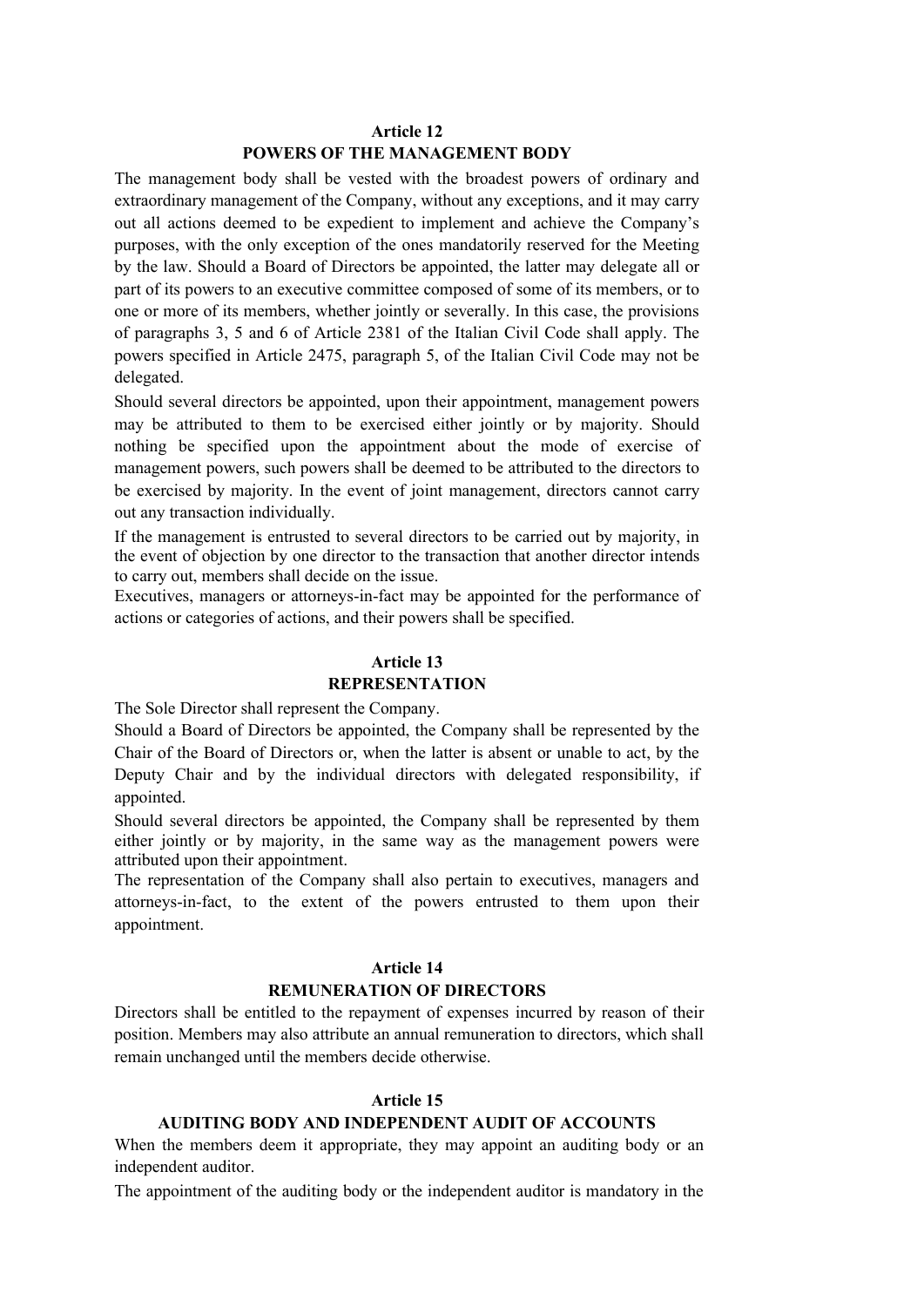**Article 12**

**POWERS OF THE MANAGEMENT BODY**

The management body shall be vested with the broadest powers of ordinary and extraordinary management of the Company, without any exceptions, and it may carry out all actions deemed to be expedient to implement and achieve the Company's purposes, with the only exception of the ones mandatorily reserved for the Meeting by the law. Should a Board of Directors be appointed, the latter may delegate all or part of its powers to an executive committee composed of some of its members, or to one or more of its members, whether jointly or severally. In this case, the provisions of paragraphs 3, 5 and 6 of Article 2381 of the Italian Civil Code shall apply. The powers specified in Article 2475, paragraph 5, of the Italian Civil Code may not be delegated.

Should several directors be appointed, upon their appointment, management powers may be attributed to them to be exercised either jointly or by majority. Should nothing be specified upon the appointment about the mode of exercise of management powers, such powers shall be deemed to be attributed to the directors to be exercised by majority. In the event of joint management, directors cannot carry out any transaction individually.

If the management is entrusted to several directors to be carried out by majority, in the event of objection by one director to the transaction that another director intends to carry out, members shall decide on the issue.

Executives, managers or attorneys-in-fact may be appointed for the performance of actions or categories of actions, and their powers shall be specified.

**Article 13**

**REPRESENTATION**

The Sole Director shall represent the Company.

Should a Board of Directors be appointed, the Company shall be represented by the Chair of the Board of Directors or, when the latter is absent or unable to act, by the Deputy Chair and by the individual directors with delegated responsibility, if appointed.

Should several directors be appointed, the Company shall be represented by them either jointly or by majority, in the same way as the management powers were attributed upon their appointment.

The representation of the Company shall also pertain to executives, managers and attorneys-in-fact, to the extent of the powers entrusted to them upon their appointment.

**Article 14**

**REMUNERATION OF DIRECTORS**

Directors shall be entitled to the repayment of expenses incurred by reason of their position. Members may also attribute an annual remuneration to directors, which shall remain unchanged until the members decide otherwise.

**Article 15**

**AUDITING BODY AND INDEPENDENT AUDIT OF ACCOUNTS**

When the members deem it appropriate, they may appoint an auditing body or an independent auditor.

The appointment of the auditing body or the independent auditor is mandatory in the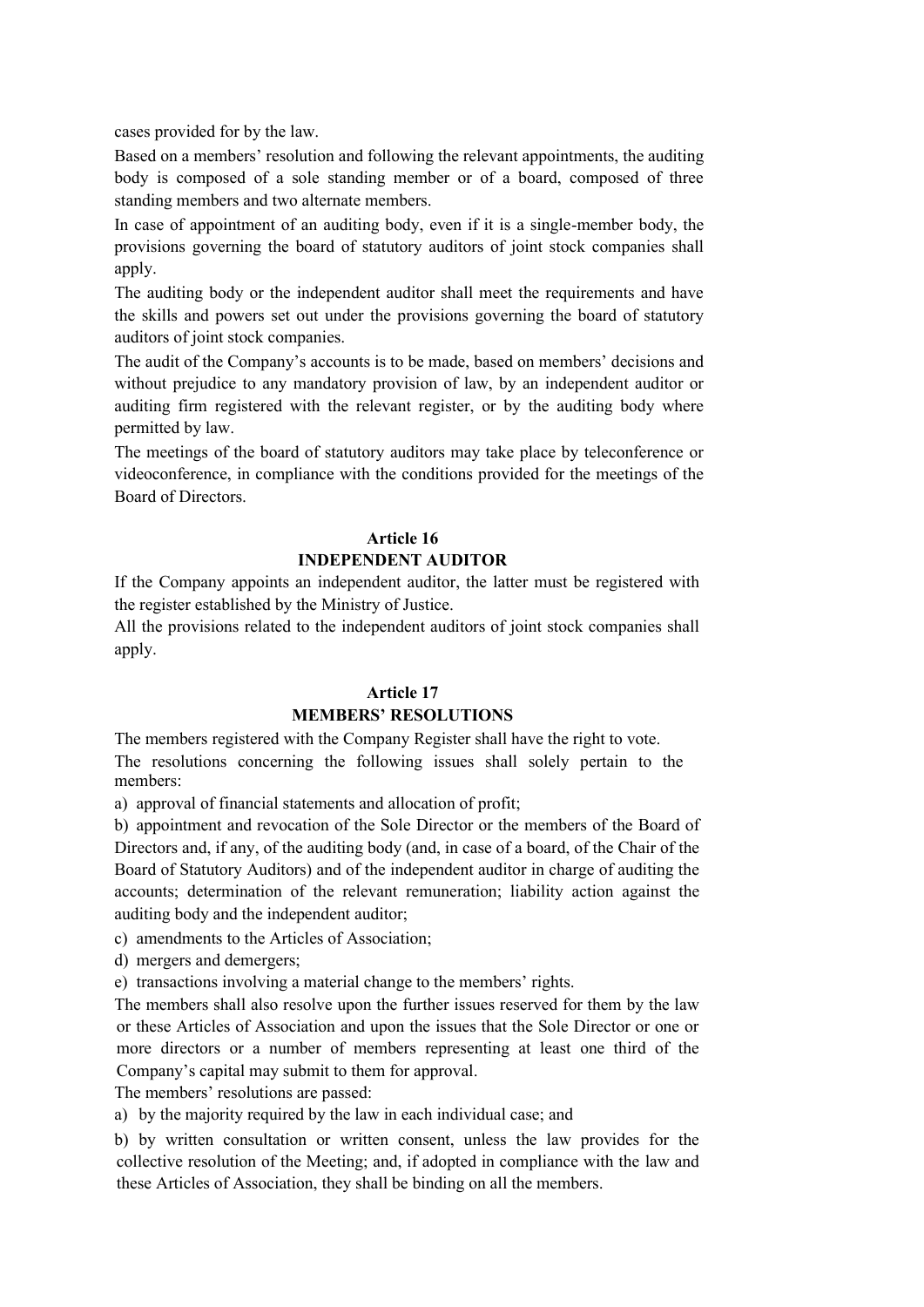cases provided for by the law.

Based on a members' resolution and following the relevant appointments, the auditing body is composed of a sole standing member or of a board, composed of three standing members and two alternate members.

In case of appointment of an auditing body, even if it is a single-member body, the provisions governing the board of statutory auditors of joint stock companies shall apply.

The auditing body or the independent auditor shall meet the requirements and have the skills and powers set out under the provisions governing the board of statutory auditors of joint stock companies.

The audit of the Company's accounts is to be made, based on members' decisions and without prejudice to any mandatory provision of law, by an independent auditor or auditing firm registered with the relevant register, or by the auditing body where permitted by law.

The meetings of the board of statutory auditors may take place by teleconference or videoconference, in compliance with the conditions provided for the meetings of the Board of Directors.

## Article 16
## INDEPENDENT AUDITOR

If the Company appoints an independent auditor, the latter must be registered with the register established by the Ministry of Justice.

All the provisions related to the independent auditors of joint stock companies shall apply.

## Article 17
## MEMBERS' RESOLUTIONS

The members registered with the Company Register shall have the right to vote.

The resolutions concerning the following issues shall solely pertain to the members:

a) approval of financial statements and allocation of profit;

b) appointment and revocation of the Sole Director or the members of the Board of Directors and, if any, of the auditing body (and, in case of a board, of the Chair of the Board of Statutory Auditors) and of the independent auditor in charge of auditing the accounts; determination of the relevant remuneration; liability action against the auditing body and the independent auditor;

c) amendments to the Articles of Association;

d) mergers and demergers;

e) transactions involving a material change to the members' rights.

The members shall also resolve upon the further issues reserved for them by the law or these Articles of Association and upon the issues that the Sole Director or one or more directors or a number of members representing at least one third of the Company's capital may submit to them for approval.

The members' resolutions are passed:

a) by the majority required by the law in each individual case; and

b) by written consultation or written consent, unless the law provides for the collective resolution of the Meeting; and, if adopted in compliance with the law and these Articles of Association, they shall be binding on all the members.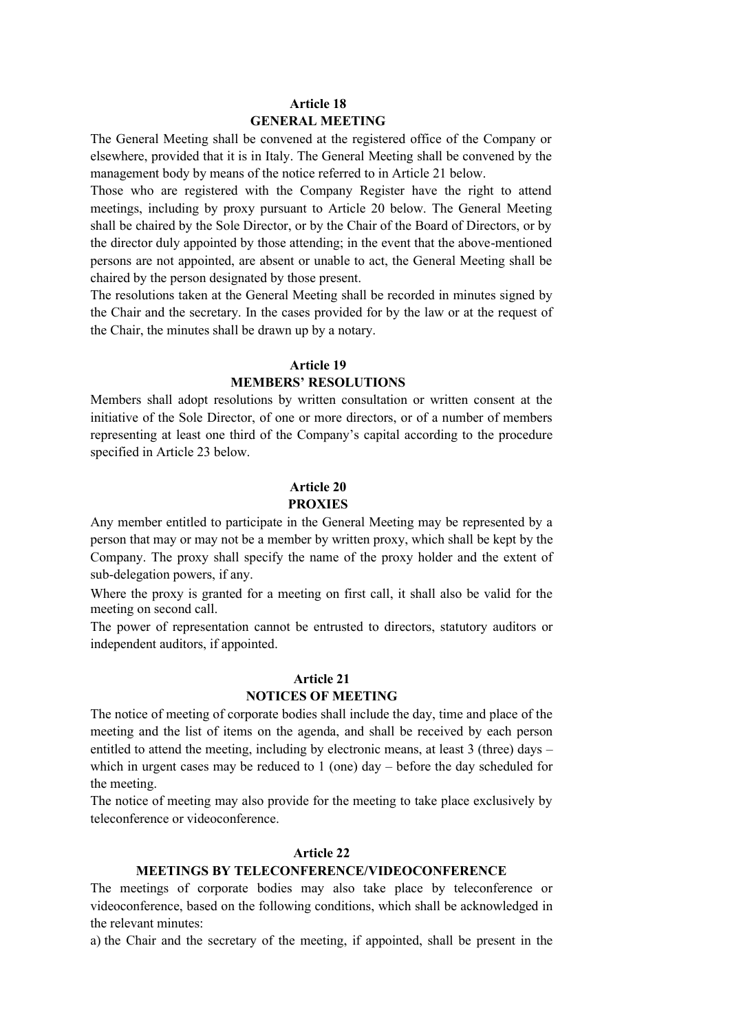## Article 18
## GENERAL MEETING

The General Meeting shall be convened at the registered office of the Company or elsewhere, provided that it is in Italy. The General Meeting shall be convened by the management body by means of the notice referred to in Article 21 below.

Those who are registered with the Company Register have the right to attend meetings, including by proxy pursuant to Article 20 below. The General Meeting shall be chaired by the Sole Director, or by the Chair of the Board of Directors, or by the director duly appointed by those attending; in the event that the above-mentioned persons are not appointed, are absent or unable to act, the General Meeting shall be chaired by the person designated by those present.

The resolutions taken at the General Meeting shall be recorded in minutes signed by the Chair and the secretary. In the cases provided for by the law or at the request of the Chair, the minutes shall be drawn up by a notary.

## Article 19
## MEMBERS' RESOLUTIONS

Members shall adopt resolutions by written consultation or written consent at the initiative of the Sole Director, of one or more directors, or of a number of members representing at least one third of the Company's capital according to the procedure specified in Article 23 below.

## Article 20
## PROXIES

Any member entitled to participate in the General Meeting may be represented by a person that may or may not be a member by written proxy, which shall be kept by the Company. The proxy shall specify the name of the proxy holder and the extent of sub-delegation powers, if any.

Where the proxy is granted for a meeting on first call, it shall also be valid for the meeting on second call.

The power of representation cannot be entrusted to directors, statutory auditors or independent auditors, if appointed.

## Article 21
## NOTICES OF MEETING

The notice of meeting of corporate bodies shall include the day, time and place of the meeting and the list of items on the agenda, and shall be received by each person entitled to attend the meeting, including by electronic means, at least 3 (three) days – which in urgent cases may be reduced to 1 (one) day – before the day scheduled for the meeting.

The notice of meeting may also provide for the meeting to take place exclusively by teleconference or videoconference.

## Article 22
## MEETINGS BY TELECONFERENCE/VIDEOCONFERENCE

The meetings of corporate bodies may also take place by teleconference or videoconference, based on the following conditions, which shall be acknowledged in the relevant minutes:

a) the Chair and the secretary of the meeting, if appointed, shall be present in the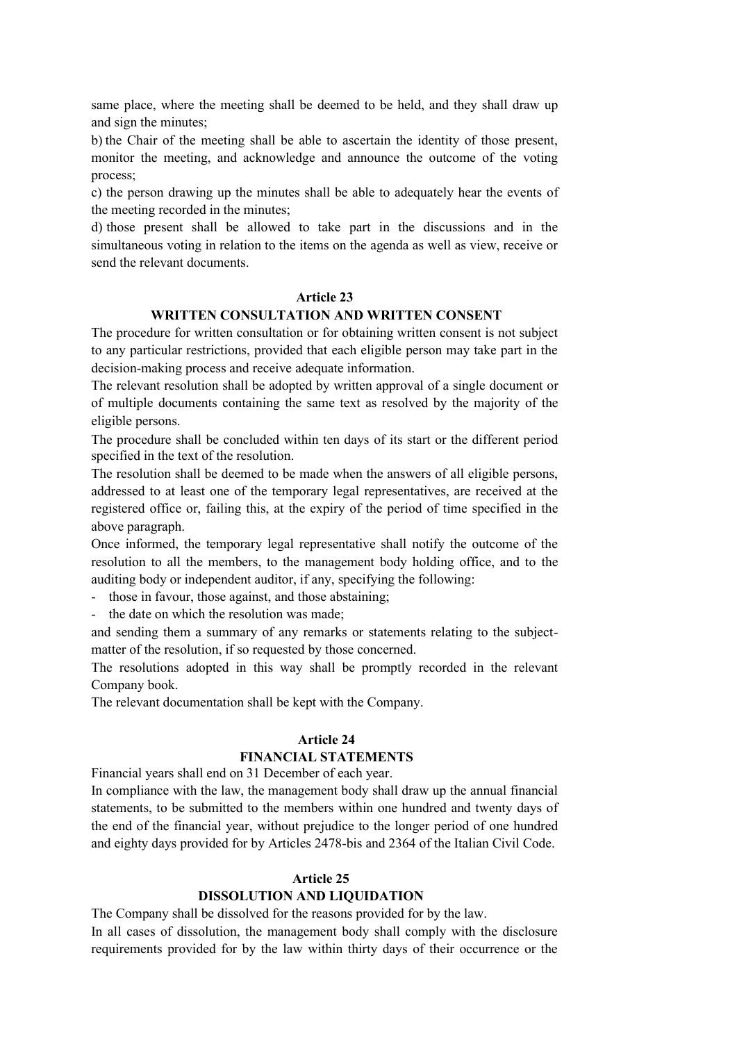same place, where the meeting shall be deemed to be held, and they shall draw up and sign the minutes;

b) the Chair of the meeting shall be able to ascertain the identity of those present, monitor the meeting, and acknowledge and announce the outcome of the voting process;

c) the person drawing up the minutes shall be able to adequately hear the events of the meeting recorded in the minutes;

d) those present shall be allowed to take part in the discussions and in the simultaneous voting in relation to the items on the agenda as well as view, receive or send the relevant documents.

## Article 23
## WRITTEN CONSULTATION AND WRITTEN CONSENT

The procedure for written consultation or for obtaining written consent is not subject to any particular restrictions, provided that each eligible person may take part in the decision-making process and receive adequate information.

The relevant resolution shall be adopted by written approval of a single document or of multiple documents containing the same text as resolved by the majority of the eligible persons.

The procedure shall be concluded within ten days of its start or the different period specified in the text of the resolution.

The resolution shall be deemed to be made when the answers of all eligible persons, addressed to at least one of the temporary legal representatives, are received at the registered office or, failing this, at the expiry of the period of time specified in the above paragraph.

Once informed, the temporary legal representative shall notify the outcome of the resolution to all the members, to the management body holding office, and to the auditing body or independent auditor, if any, specifying the following:

- those in favour, those against, and those abstaining;
- the date on which the resolution was made;

and sending them a summary of any remarks or statements relating to the subject-matter of the resolution, if so requested by those concerned.

The resolutions adopted in this way shall be promptly recorded in the relevant Company book.

The relevant documentation shall be kept with the Company.

## Article 24
## FINANCIAL STATEMENTS

Financial years shall end on 31 December of each year.

In compliance with the law, the management body shall draw up the annual financial statements, to be submitted to the members within one hundred and twenty days of the end of the financial year, without prejudice to the longer period of one hundred and eighty days provided for by Articles 2478-bis and 2364 of the Italian Civil Code.

## Article 25
## DISSOLUTION AND LIQUIDATION

The Company shall be dissolved for the reasons provided for by the law.

In all cases of dissolution, the management body shall comply with the disclosure requirements provided for by the law within thirty days of their occurrence or the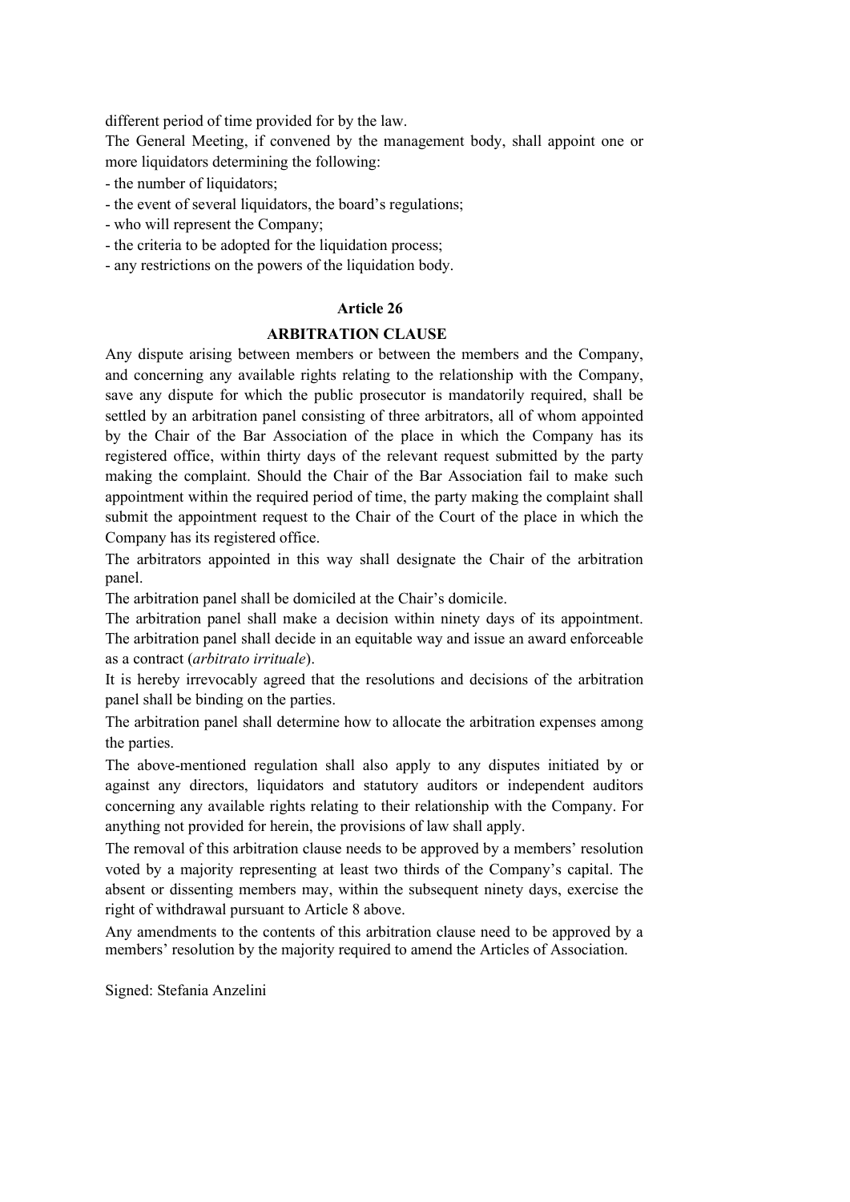different period of time provided for by the law.

The General Meeting, if convened by the management body, shall appoint one or more liquidators determining the following:

- the number of liquidators;
- the event of several liquidators, the board's regulations;
- who will represent the Company;
- the criteria to be adopted for the liquidation process;
- any restrictions on the powers of the liquidation body.

**Article 26**

**ARBITRATION CLAUSE**

Any dispute arising between members or between the members and the Company, and concerning any available rights relating to the relationship with the Company, save any dispute for which the public prosecutor is mandatorily required, shall be settled by an arbitration panel consisting of three arbitrators, all of whom appointed by the Chair of the Bar Association of the place in which the Company has its registered office, within thirty days of the relevant request submitted by the party making the complaint. Should the Chair of the Bar Association fail to make such appointment within the required period of time, the party making the complaint shall submit the appointment request to the Chair of the Court of the place in which the Company has its registered office.

The arbitrators appointed in this way shall designate the Chair of the arbitration panel.

The arbitration panel shall be domiciled at the Chair's domicile.

The arbitration panel shall make a decision within ninety days of its appointment. The arbitration panel shall decide in an equitable way and issue an award enforceable as a contract (*arbitrato irrituale*).

It is hereby irrevocably agreed that the resolutions and decisions of the arbitration panel shall be binding on the parties.

The arbitration panel shall determine how to allocate the arbitration expenses among the parties.

The above-mentioned regulation shall also apply to any disputes initiated by or against any directors, liquidators and statutory auditors or independent auditors concerning any available rights relating to their relationship with the Company. For anything not provided for herein, the provisions of law shall apply.

The removal of this arbitration clause needs to be approved by a members' resolution voted by a majority representing at least two thirds of the Company's capital. The absent or dissenting members may, within the subsequent ninety days, exercise the right of withdrawal pursuant to Article 8 above.

Any amendments to the contents of this arbitration clause need to be approved by a members' resolution by the majority required to amend the Articles of Association.

Signed: Stefania Anzelini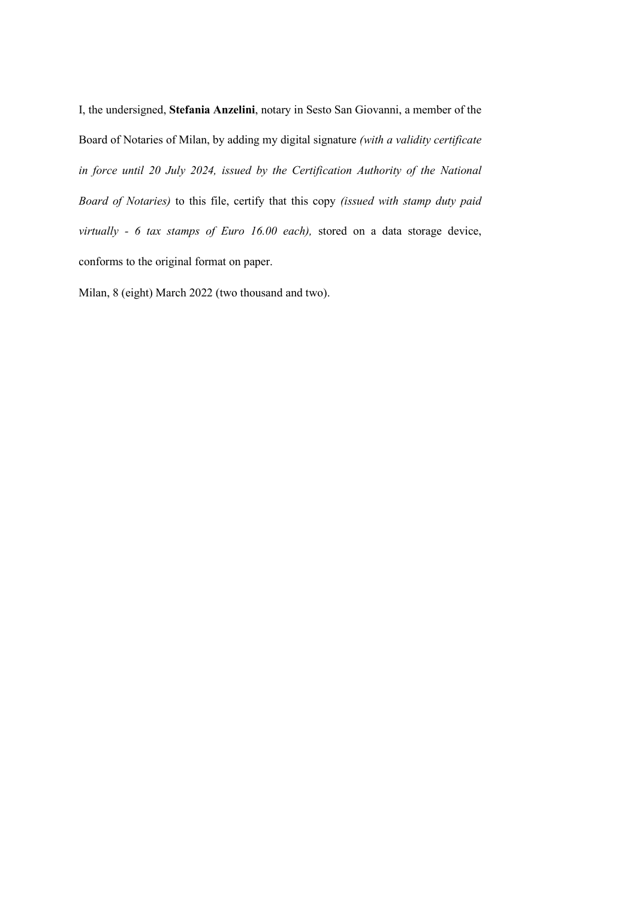I, the undersigned, **Stefania Anzelini**, notary in Sesto San Giovanni, a member of the Board of Notaries of Milan, by adding my digital signature *(with a validity certificate in force until 20 July 2024, issued by the Certification Authority of the National Board of Notaries)* to this file, certify that this copy *(issued with stamp duty paid virtually - 6 tax stamps of Euro 16.00 each),* stored on a data storage device, conforms to the original format on paper.

Milan, 8 (eight) March 2022 (two thousand and two).